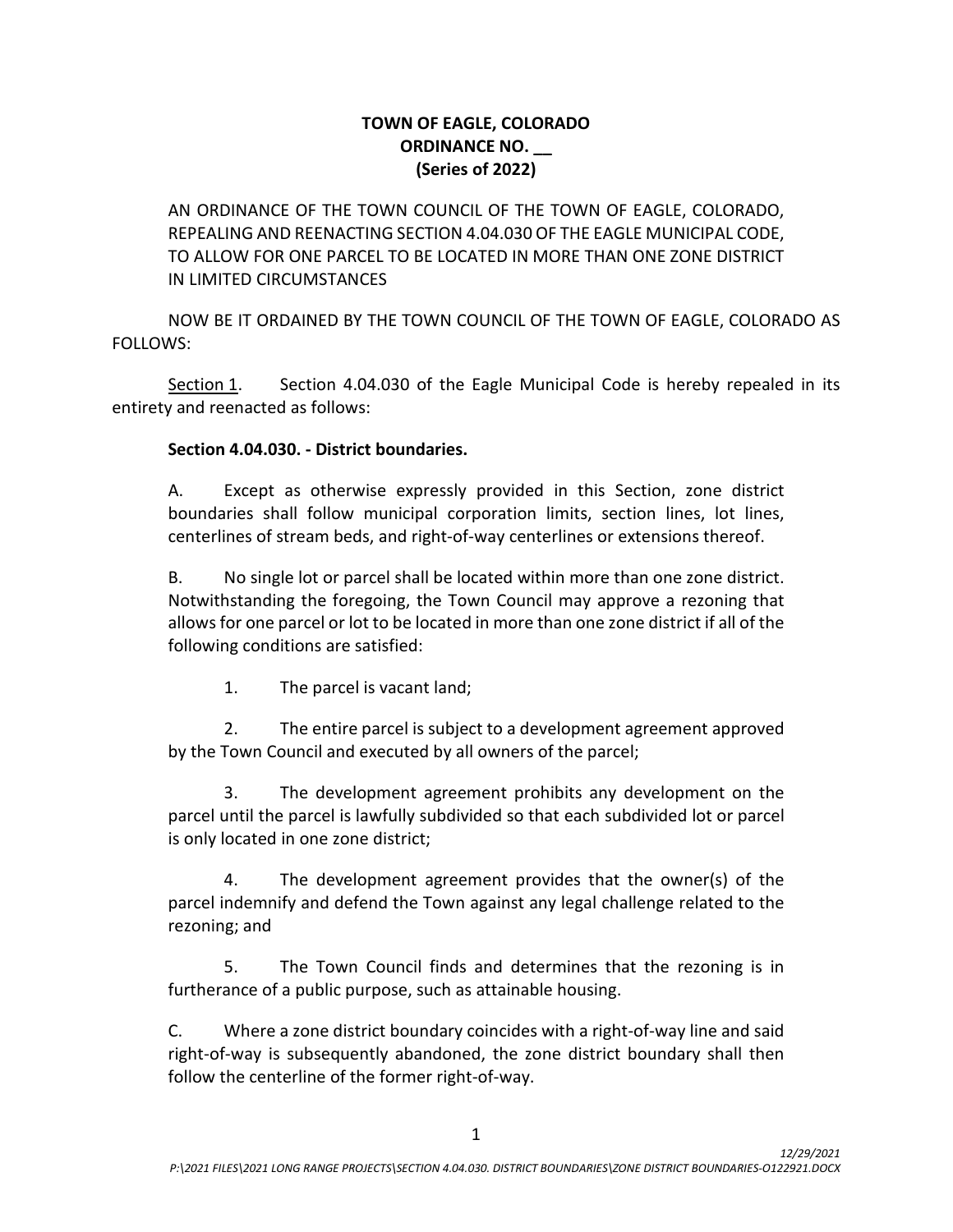# TOWN OF EAGLE, COLORADO
## ORDINANCE NO. __
## (Series of 2022)

AN ORDINANCE OF THE TOWN COUNCIL OF THE TOWN OF EAGLE, COLORADO, REPEALING AND REENACTING SECTION 4.04.030 OF THE EAGLE MUNICIPAL CODE, TO ALLOW FOR ONE PARCEL TO BE LOCATED IN MORE THAN ONE ZONE DISTRICT IN LIMITED CIRCUMSTANCES

NOW BE IT ORDAINED BY THE TOWN COUNCIL OF THE TOWN OF EAGLE, COLORADO AS FOLLOWS:

Section 1. Section 4.04.030 of the Eagle Municipal Code is hereby repealed in its entirety and reenacted as follows:

**Section 4.04.030. - District boundaries.**

A. Except as otherwise expressly provided in this Section, zone district boundaries shall follow municipal corporation limits, section lines, lot lines, centerlines of stream beds, and right-of-way centerlines or extensions thereof.

B. No single lot or parcel shall be located within more than one zone district. Notwithstanding the foregoing, the Town Council may approve a rezoning that allows for one parcel or lot to be located in more than one zone district if all of the following conditions are satisfied:

1. The parcel is vacant land;

2. The entire parcel is subject to a development agreement approved by the Town Council and executed by all owners of the parcel;

3. The development agreement prohibits any development on the parcel until the parcel is lawfully subdivided so that each subdivided lot or parcel is only located in one zone district;

4. The development agreement provides that the owner(s) of the parcel indemnify and defend the Town against any legal challenge related to the rezoning; and

5. The Town Council finds and determines that the rezoning is in furtherance of a public purpose, such as attainable housing.

C. Where a zone district boundary coincides with a right-of-way line and said right-of-way is subsequently abandoned, the zone district boundary shall then follow the centerline of the former right-of-way.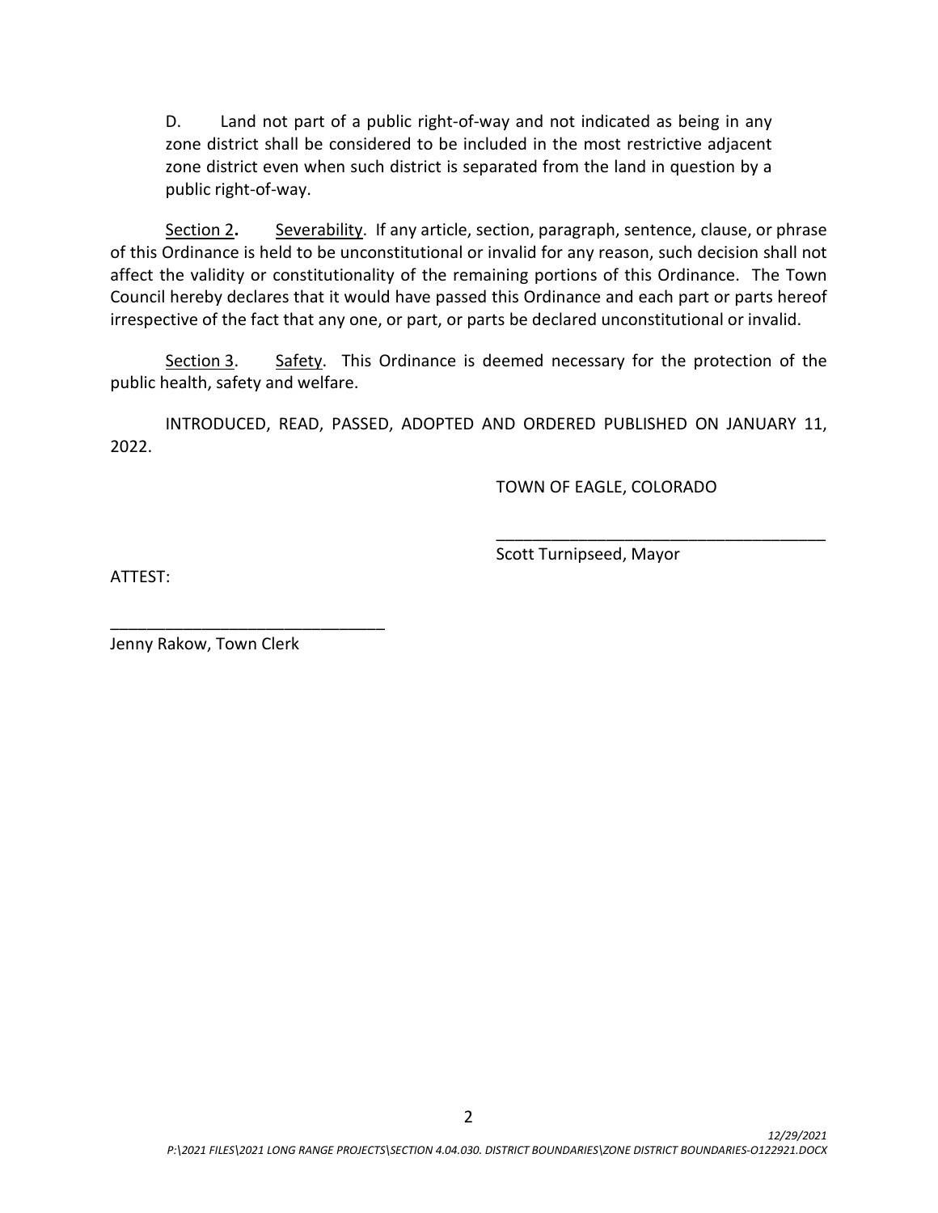D. Land not part of a public right-of-way and not indicated as being in any zone district shall be considered to be included in the most restrictive adjacent zone district even when such district is separated from the land in question by a public right-of-way.

<u>Section 2</u>**.** <u>Severability</u>. If any article, section, paragraph, sentence, clause, or phrase of this Ordinance is held to be unconstitutional or invalid for any reason, such decision shall not affect the validity or constitutionality of the remaining portions of this Ordinance. The Town Council hereby declares that it would have passed this Ordinance and each part or parts hereof irrespective of the fact that any one, or part, or parts be declared unconstitutional or invalid.

<u>Section 3</u>. <u>Safety</u>. This Ordinance is deemed necessary for the protection of the public health, safety and welfare.

INTRODUCED, READ, PASSED, ADOPTED AND ORDERED PUBLISHED ON JANUARY 11, 2022.

TOWN OF EAGLE, COLORADO

_____________________________________
Scott Turnipseed, Mayor

ATTEST:

______________________________
Jenny Rakow, Town Clerk

*12/29/2021*
*P:\2021 FILES\2021 LONG RANGE PROJECTS\SECTION 4.04.030. DISTRICT BOUNDARIES\ZONE DISTRICT BOUNDARIES-O122921.DOCX*